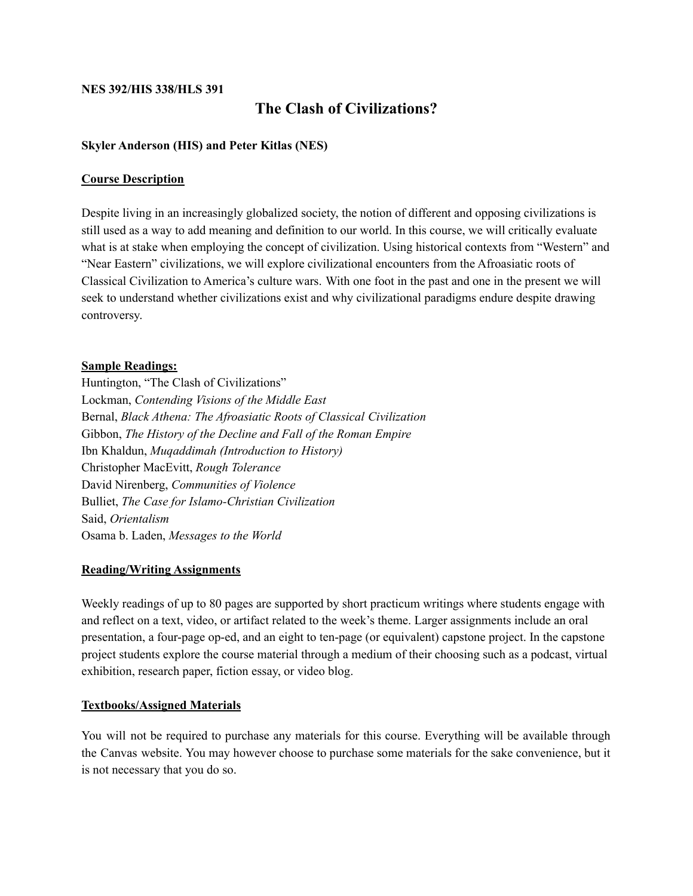**NES 392/HIS 338/HLS 391**

# The Clash of Civilizations?

**Skyler Anderson (HIS) and Peter Kitlas (NES)**

## Course Description

Despite living in an increasingly globalized society, the notion of different and opposing civilizations is still used as a way to add meaning and definition to our world. In this course, we will critically evaluate what is at stake when employing the concept of civilization. Using historical contexts from "Western" and "Near Eastern" civilizations, we will explore civilizational encounters from the Afroasiatic roots of Classical Civilization to America's culture wars. With one foot in the past and one in the present we will seek to understand whether civilizations exist and why civilizational paradigms endure despite drawing controversy.

## Sample Readings:

Huntington, "The Clash of Civilizations"
Lockman, *Contending Visions of the Middle East*
Bernal, *Black Athena: The Afroasiatic Roots of Classical Civilization*
Gibbon, *The History of the Decline and Fall of the Roman Empire*
Ibn Khaldun, *Muqaddimah (Introduction to History)*
Christopher MacEvitt, *Rough Tolerance*
David Nirenberg, *Communities of Violence*
Bulliet, *The Case for Islamo-Christian Civilization*
Said, *Orientalism*
Osama b. Laden, *Messages to the World*

## Reading/Writing Assignments

Weekly readings of up to 80 pages are supported by short practicum writings where students engage with and reflect on a text, video, or artifact related to the week's theme. Larger assignments include an oral presentation, a four-page op-ed, and an eight to ten-page (or equivalent) capstone project. In the capstone project students explore the course material through a medium of their choosing such as a podcast, virtual exhibition, research paper, fiction essay, or video blog.

## Textbooks/Assigned Materials

You will not be required to purchase any materials for this course. Everything will be available through the Canvas website. You may however choose to purchase some materials for the sake convenience, but it is not necessary that you do so.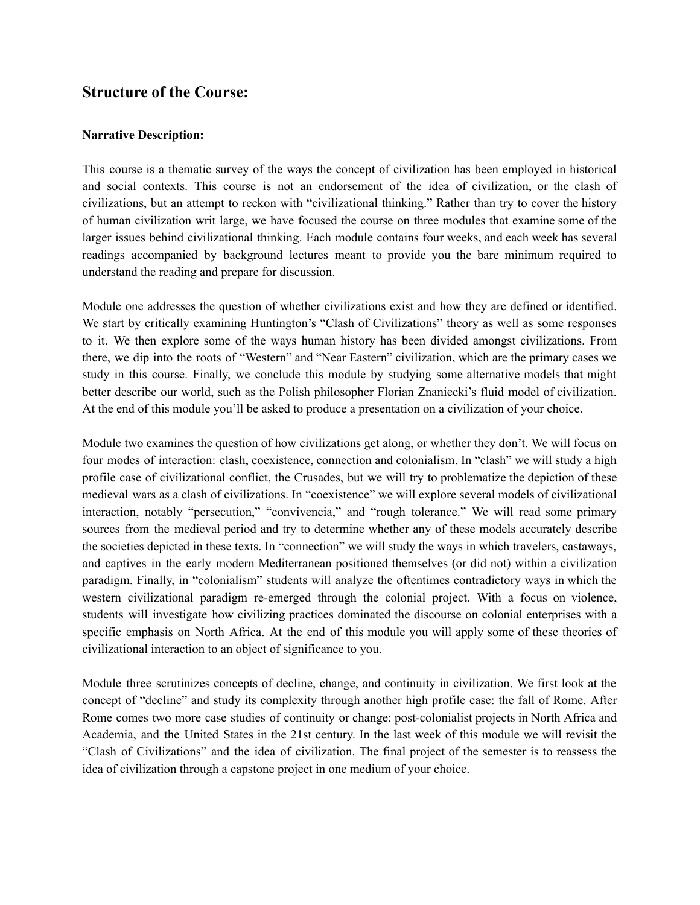## Structure of the Course:

**Narrative Description:**

This course is a thematic survey of the ways the concept of civilization has been employed in historical and social contexts. This course is not an endorsement of the idea of civilization, or the clash of civilizations, but an attempt to reckon with "civilizational thinking." Rather than try to cover the history of human civilization writ large, we have focused the course on three modules that examine some of the larger issues behind civilizational thinking. Each module contains four weeks, and each week has several readings accompanied by background lectures meant to provide you the bare minimum required to understand the reading and prepare for discussion.

Module one addresses the question of whether civilizations exist and how they are defined or identified. We start by critically examining Huntington's "Clash of Civilizations" theory as well as some responses to it. We then explore some of the ways human history has been divided amongst civilizations. From there, we dip into the roots of "Western" and "Near Eastern" civilization, which are the primary cases we study in this course. Finally, we conclude this module by studying some alternative models that might better describe our world, such as the Polish philosopher Florian Znaniecki's fluid model of civilization. At the end of this module you'll be asked to produce a presentation on a civilization of your choice.

Module two examines the question of how civilizations get along, or whether they don't. We will focus on four modes of interaction: clash, coexistence, connection and colonialism. In "clash" we will study a high profile case of civilizational conflict, the Crusades, but we will try to problematize the depiction of these medieval wars as a clash of civilizations. In "coexistence" we will explore several models of civilizational interaction, notably "persecution," "convivencia," and "rough tolerance." We will read some primary sources from the medieval period and try to determine whether any of these models accurately describe the societies depicted in these texts. In "connection" we will study the ways in which travelers, castaways, and captives in the early modern Mediterranean positioned themselves (or did not) within a civilization paradigm. Finally, in "colonialism" students will analyze the oftentimes contradictory ways in which the western civilizational paradigm re-emerged through the colonial project. With a focus on violence, students will investigate how civilizing practices dominated the discourse on colonial enterprises with a specific emphasis on North Africa. At the end of this module you will apply some of these theories of civilizational interaction to an object of significance to you.

Module three scrutinizes concepts of decline, change, and continuity in civilization. We first look at the concept of "decline" and study its complexity through another high profile case: the fall of Rome. After Rome comes two more case studies of continuity or change: post-colonialist projects in North Africa and Academia, and the United States in the 21st century. In the last week of this module we will revisit the "Clash of Civilizations" and the idea of civilization. The final project of the semester is to reassess the idea of civilization through a capstone project in one medium of your choice.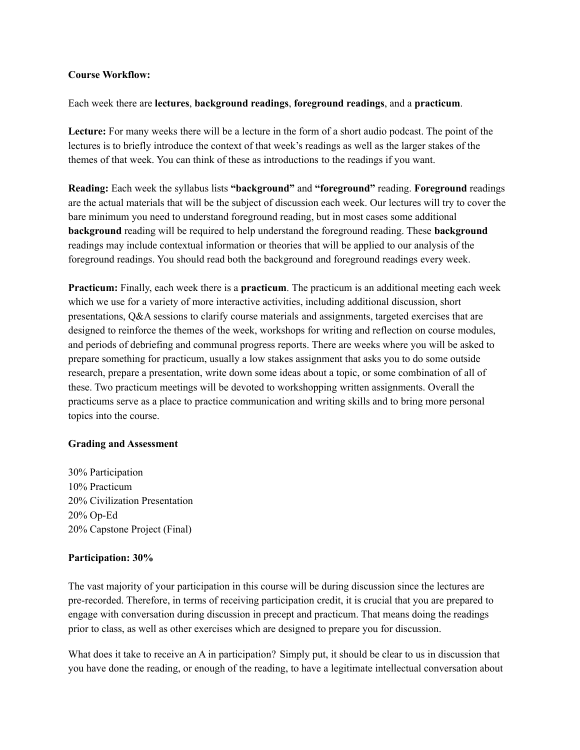**Course Workflow:**

Each week there are **lectures**, **background readings**, **foreground readings**, and a **practicum**.

**Lecture:** For many weeks there will be a lecture in the form of a short audio podcast. The point of the lectures is to briefly introduce the context of that week's readings as well as the larger stakes of the themes of that week. You can think of these as introductions to the readings if you want.

**Reading:** Each week the syllabus lists **"background"** and **"foreground"** reading. **Foreground** readings are the actual materials that will be the subject of discussion each week. Our lectures will try to cover the bare minimum you need to understand foreground reading, but in most cases some additional **background** reading will be required to help understand the foreground reading. These **background** readings may include contextual information or theories that will be applied to our analysis of the foreground readings. You should read both the background and foreground readings every week.

**Practicum:** Finally, each week there is a **practicum**. The practicum is an additional meeting each week which we use for a variety of more interactive activities, including additional discussion, short presentations, Q&A sessions to clarify course materials and assignments, targeted exercises that are designed to reinforce the themes of the week, workshops for writing and reflection on course modules, and periods of debriefing and communal progress reports. There are weeks where you will be asked to prepare something for practicum, usually a low stakes assignment that asks you to do some outside research, prepare a presentation, write down some ideas about a topic, or some combination of all of these. Two practicum meetings will be devoted to workshopping written assignments. Overall the practicums serve as a place to practice communication and writing skills and to bring more personal topics into the course.

**Grading and Assessment**

30% Participation
10% Practicum
20% Civilization Presentation
20% Op-Ed
20% Capstone Project (Final)

**Participation: 30%**

The vast majority of your participation in this course will be during discussion since the lectures are pre-recorded. Therefore, in terms of receiving participation credit, it is crucial that you are prepared to engage with conversation during discussion in precept and practicum. That means doing the readings prior to class, as well as other exercises which are designed to prepare you for discussion.

What does it take to receive an A in participation? Simply put, it should be clear to us in discussion that you have done the reading, or enough of the reading, to have a legitimate intellectual conversation about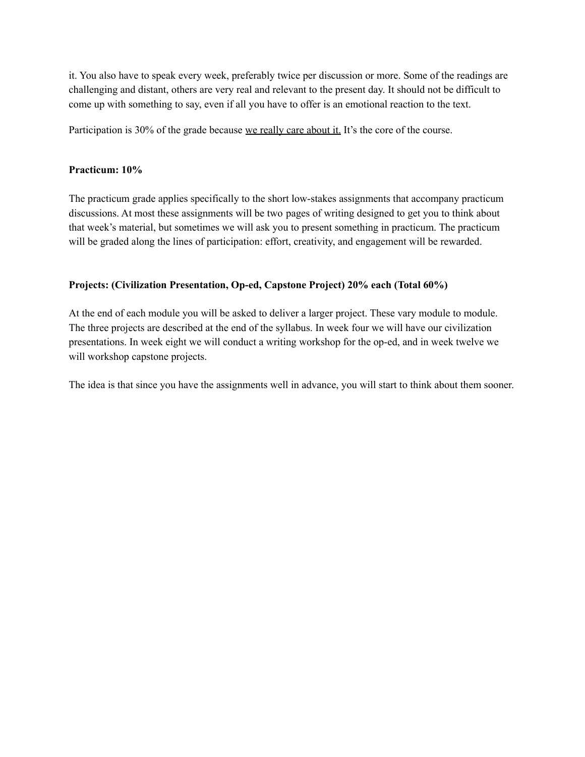it. You also have to speak every week, preferably twice per discussion or more. Some of the readings are challenging and distant, others are very real and relevant to the present day. It should not be difficult to come up with something to say, even if all you have to offer is an emotional reaction to the text.

Participation is 30% of the grade because <u>we really care about it.</u> It's the core of the course.

**Practicum: 10%**

The practicum grade applies specifically to the short low-stakes assignments that accompany practicum discussions. At most these assignments will be two pages of writing designed to get you to think about that week's material, but sometimes we will ask you to present something in practicum. The practicum will be graded along the lines of participation: effort, creativity, and engagement will be rewarded.

**Projects: (Civilization Presentation, Op-ed, Capstone Project) 20% each (Total 60%)**

At the end of each module you will be asked to deliver a larger project. These vary module to module. The three projects are described at the end of the syllabus. In week four we will have our civilization presentations. In week eight we will conduct a writing workshop for the op-ed, and in week twelve we will workshop capstone projects.

The idea is that since you have the assignments well in advance, you will start to think about them sooner.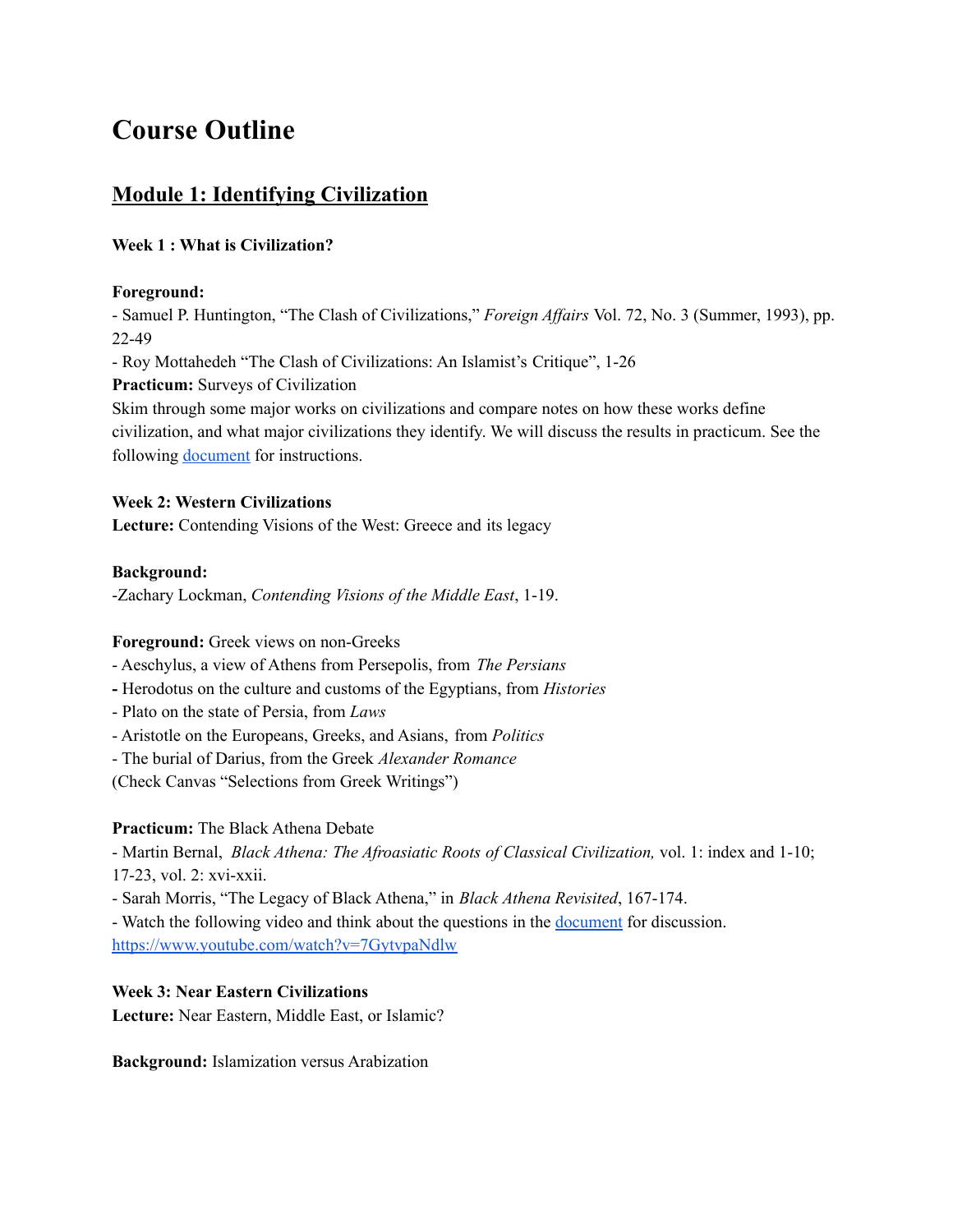# Course Outline

## Module 1: Identifying Civilization

**Week 1 : What is Civilization?**

**Foreground:**
- Samuel P. Huntington, "The Clash of Civilizations," *Foreign Affairs* Vol. 72, No. 3 (Summer, 1993), pp. 22-49
- Roy Mottahedeh "The Clash of Civilizations: An Islamist's Critique", 1-26

**Practicum:** Surveys of Civilization
Skim through some major works on civilizations and compare notes on how these works define civilization, and what major civilizations they identify. We will discuss the results in practicum. See the following [document](#) for instructions.

**Week 2: Western Civilizations**
**Lecture:** Contending Visions of the West: Greece and its legacy

**Background:**
-Zachary Lockman, *Contending Visions of the Middle East*, 1-19.

**Foreground:** Greek views on non-Greeks
- Aeschylus, a view of Athens from Persepolis, from *The Persians*
- Herodotus on the culture and customs of the Egyptians, from *Histories*
- Plato on the state of Persia, from *Laws*
- Aristotle on the Europeans, Greeks, and Asians, from *Politics*
- The burial of Darius, from the Greek *Alexander Romance*
(Check Canvas "Selections from Greek Writings")

**Practicum:** The Black Athena Debate
- Martin Bernal, *Black Athena: The Afroasiatic Roots of Classical Civilization,* vol. 1: index and 1-10; 17-23, vol. 2: xvi-xxii.
- Sarah Morris, "The Legacy of Black Athena," in *Black Athena Revisited*, 167-174.
- Watch the following video and think about the questions in the [document](#) for discussion.
https://www.youtube.com/watch?v=7GytvpaNdlw

**Week 3: Near Eastern Civilizations**
**Lecture:** Near Eastern, Middle East, or Islamic?

**Background:** Islamization versus Arabization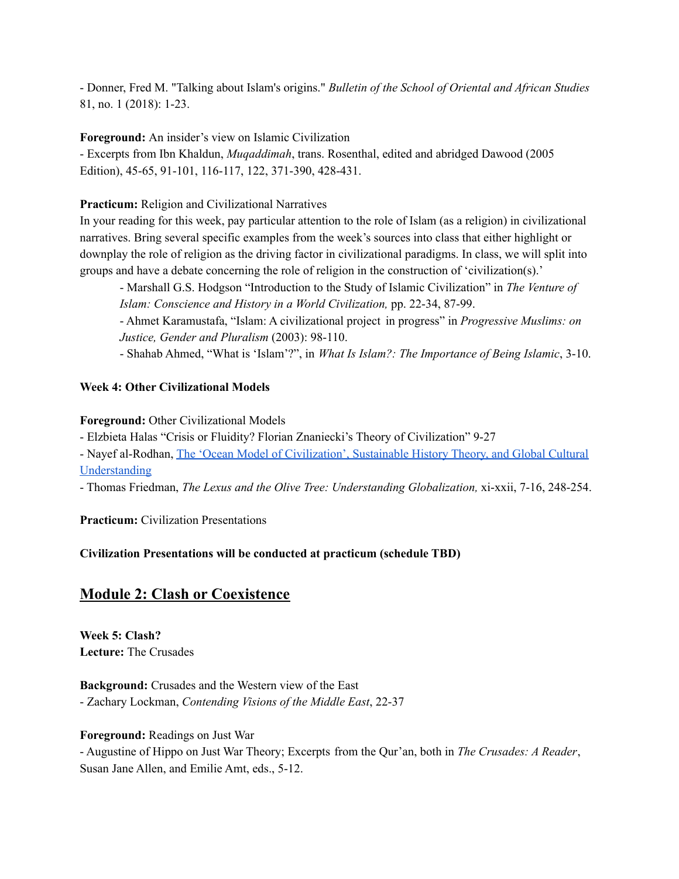- Donner, Fred M. "Talking about Islam's origins." *Bulletin of the School of Oriental and African Studies* 81, no. 1 (2018): 1-23.

**Foreground:** An insider's view on Islamic Civilization
- Excerpts from Ibn Khaldun, *Muqaddimah*, trans. Rosenthal, edited and abridged Dawood (2005 Edition), 45-65, 91-101, 116-117, 122, 371-390, 428-431.

**Practicum:** Religion and Civilizational Narratives
In your reading for this week, pay particular attention to the role of Islam (as a religion) in civilizational narratives. Bring several specific examples from the week's sources into class that either highlight or downplay the role of religion as the driving factor in civilizational paradigms. In class, we will split into groups and have a debate concerning the role of religion in the construction of 'civilization(s).'

> - Marshall G.S. Hodgson "Introduction to the Study of Islamic Civilization" in *The Venture of Islam: Conscience and History in a World Civilization,* pp. 22-34, 87-99.
> - Ahmet Karamustafa, "Islam: A civilizational project in progress" in *Progressive Muslims: on Justice, Gender and Pluralism* (2003): 98-110.
> - Shahab Ahmed, "What is 'Islam'?", in *What Is Islam?: The Importance of Being Islamic*, 3-10.

**Week 4: Other Civilizational Models**

**Foreground:** Other Civilizational Models
- Elzbieta Halas "Crisis or Fluidity? Florian Znaniecki's Theory of Civilization" 9-27
- Nayef al-Rodhan, The 'Ocean Model of Civilization', Sustainable History Theory, and Global Cultural Understanding
- Thomas Friedman, *The Lexus and the Olive Tree: Understanding Globalization,* xi-xxii, 7-16, 248-254.

**Practicum:** Civilization Presentations

**Civilization Presentations will be conducted at practicum (schedule TBD)**

## Module 2: Clash or Coexistence

**Week 5: Clash?**
**Lecture:** The Crusades

**Background:** Crusades and the Western view of the East
- Zachary Lockman, *Contending Visions of the Middle East*, 22-37

**Foreground:** Readings on Just War
- Augustine of Hippo on Just War Theory; Excerpts from the Qur'an, both in *The Crusades: A Reader*, Susan Jane Allen, and Emilie Amt, eds., 5-12.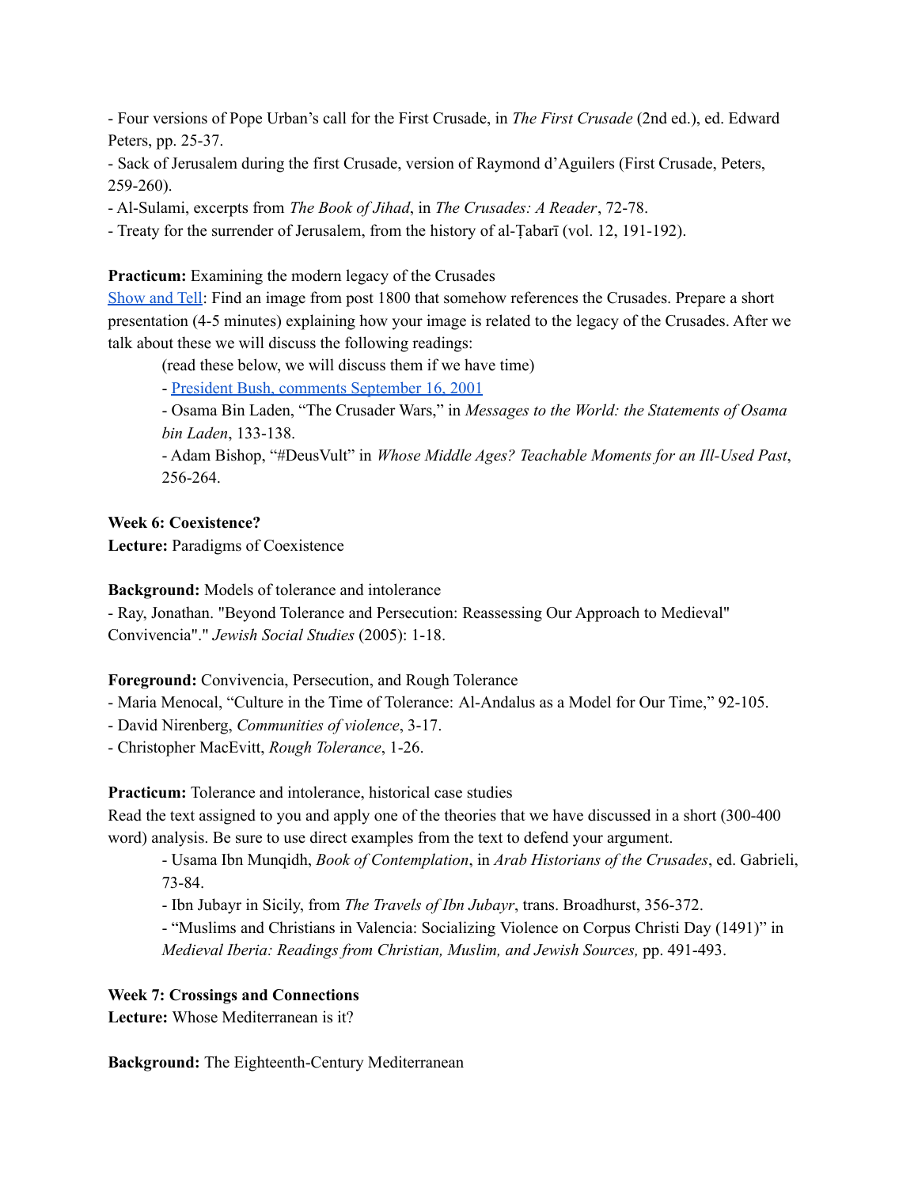- Four versions of Pope Urban's call for the First Crusade, in *The First Crusade* (2nd ed.), ed. Edward Peters, pp. 25-37.
- Sack of Jerusalem during the first Crusade, version of Raymond d'Aguilers (First Crusade, Peters, 259-260).
- Al-Sulami, excerpts from *The Book of Jihad*, in *The Crusades: A Reader*, 72-78.
- Treaty for the surrender of Jerusalem, from the history of al-Ṭabarī (vol. 12, 191-192).

**Practicum:** Examining the modern legacy of the Crusades

Show and Tell: Find an image from post 1800 that somehow references the Crusades. Prepare a short presentation (4-5 minutes) explaining how your image is related to the legacy of the Crusades. After we talk about these we will discuss the following readings:

(read these below, we will discuss them if we have time)

- President Bush, comments September 16, 2001
- Osama Bin Laden, "The Crusader Wars," in *Messages to the World: the Statements of Osama bin Laden*, 133-138.
- Adam Bishop, "#DeusVult" in *Whose Middle Ages? Teachable Moments for an Ill-Used Past*, 256-264.

**Week 6: Coexistence?**

**Lecture:** Paradigms of Coexistence

**Background:** Models of tolerance and intolerance

- Ray, Jonathan. "Beyond Tolerance and Persecution: Reassessing Our Approach to Medieval" Convivencia"." *Jewish Social Studies* (2005): 1-18.

**Foreground:** Convivencia, Persecution, and Rough Tolerance

- Maria Menocal, "Culture in the Time of Tolerance: Al-Andalus as a Model for Our Time," 92-105.
- David Nirenberg, *Communities of violence*, 3-17.
- Christopher MacEvitt, *Rough Tolerance*, 1-26.

**Practicum:** Tolerance and intolerance, historical case studies

Read the text assigned to you and apply one of the theories that we have discussed in a short (300-400 word) analysis. Be sure to use direct examples from the text to defend your argument.

- Usama Ibn Munqidh, *Book of Contemplation*, in *Arab Historians of the Crusades*, ed. Gabrieli, 73-84.
- Ibn Jubayr in Sicily, from *The Travels of Ibn Jubayr*, trans. Broadhurst, 356-372.
- "Muslims and Christians in Valencia: Socializing Violence on Corpus Christi Day (1491)" in *Medieval Iberia: Readings from Christian, Muslim, and Jewish Sources,* pp. 491-493.

**Week 7: Crossings and Connections**

**Lecture:** Whose Mediterranean is it?

**Background:** The Eighteenth-Century Mediterranean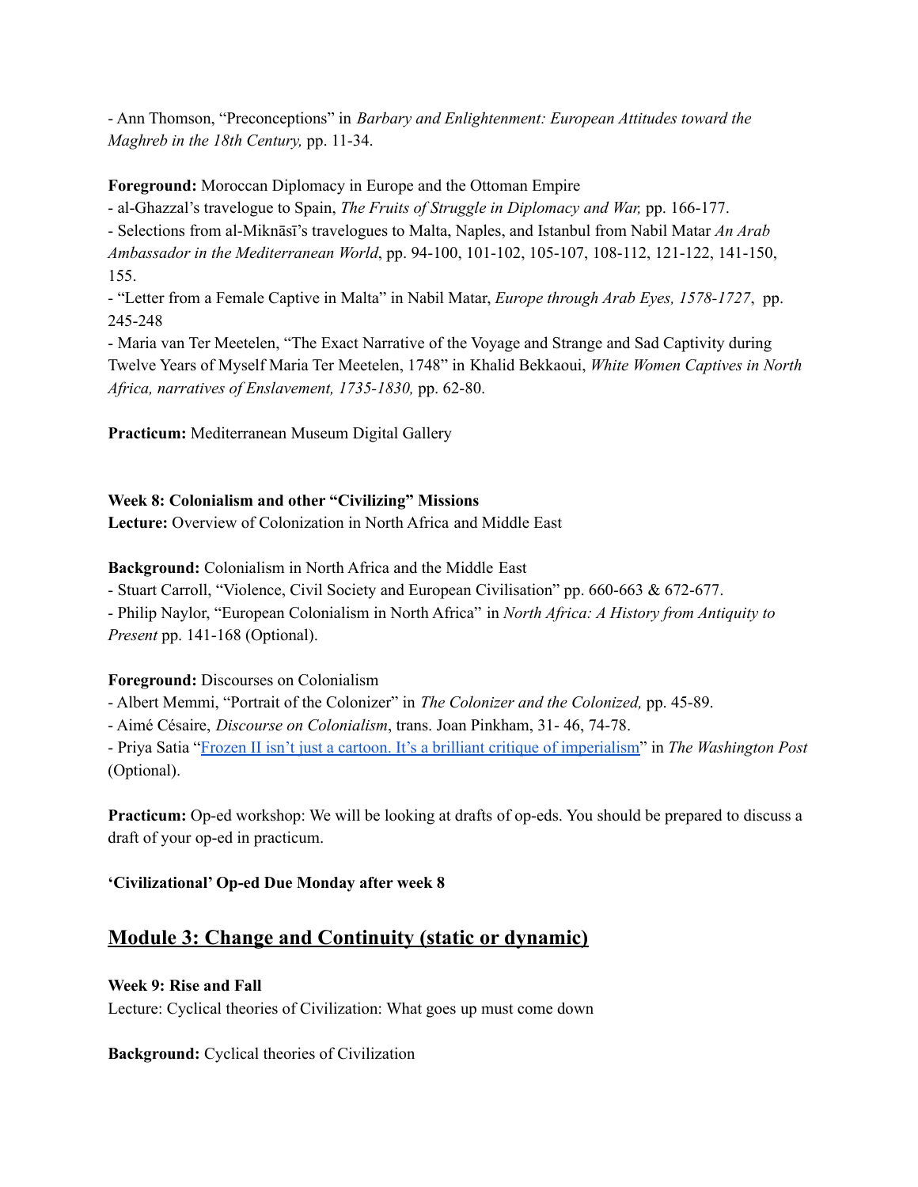- Ann Thomson, "Preconceptions" in *Barbary and Enlightenment: European Attitudes toward the Maghreb in the 18th Century,* pp. 11-34.

**Foreground:** Moroccan Diplomacy in Europe and the Ottoman Empire

- al-Ghazzal's travelogue to Spain, *The Fruits of Struggle in Diplomacy and War,* pp. 166-177.
- Selections from al-Miknāsī's travelogues to Malta, Naples, and Istanbul from Nabil Matar *An Arab Ambassador in the Mediterranean World*, pp. 94-100, 101-102, 105-107, 108-112, 121-122, 141-150, 155.
- "Letter from a Female Captive in Malta" in Nabil Matar, *Europe through Arab Eyes, 1578-1727*, pp. 245-248
- Maria van Ter Meetelen, "The Exact Narrative of the Voyage and Strange and Sad Captivity during Twelve Years of Myself Maria Ter Meetelen, 1748" in Khalid Bekkaoui, *White Women Captives in North Africa, narratives of Enslavement, 1735-1830,* pp. 62-80.

**Practicum:** Mediterranean Museum Digital Gallery

**Week 8: Colonialism and other "Civilizing" Missions**

**Lecture:** Overview of Colonization in North Africa and Middle East

**Background:** Colonialism in North Africa and the Middle East

- Stuart Carroll, "Violence, Civil Society and European Civilisation" pp. 660-663 & 672-677.
- Philip Naylor, "European Colonialism in North Africa" in *North Africa: A History from Antiquity to Present* pp. 141-168 (Optional).

**Foreground:** Discourses on Colonialism

- Albert Memmi, "Portrait of the Colonizer" in *The Colonizer and the Colonized,* pp. 45-89.
- Aimé Césaire, *Discourse on Colonialism*, trans. Joan Pinkham, 31- 46, 74-78.
- Priya Satia "Frozen II isn't just a cartoon. It's a brilliant critique of imperialism" in *The Washington Post* (Optional).

**Practicum:** Op-ed workshop: We will be looking at drafts of op-eds. You should be prepared to discuss a draft of your op-ed in practicum.

**'Civilizational' Op-ed Due Monday after week 8**

## Module 3: Change and Continuity (static or dynamic)

**Week 9: Rise and Fall**

Lecture: Cyclical theories of Civilization: What goes up must come down

**Background:** Cyclical theories of Civilization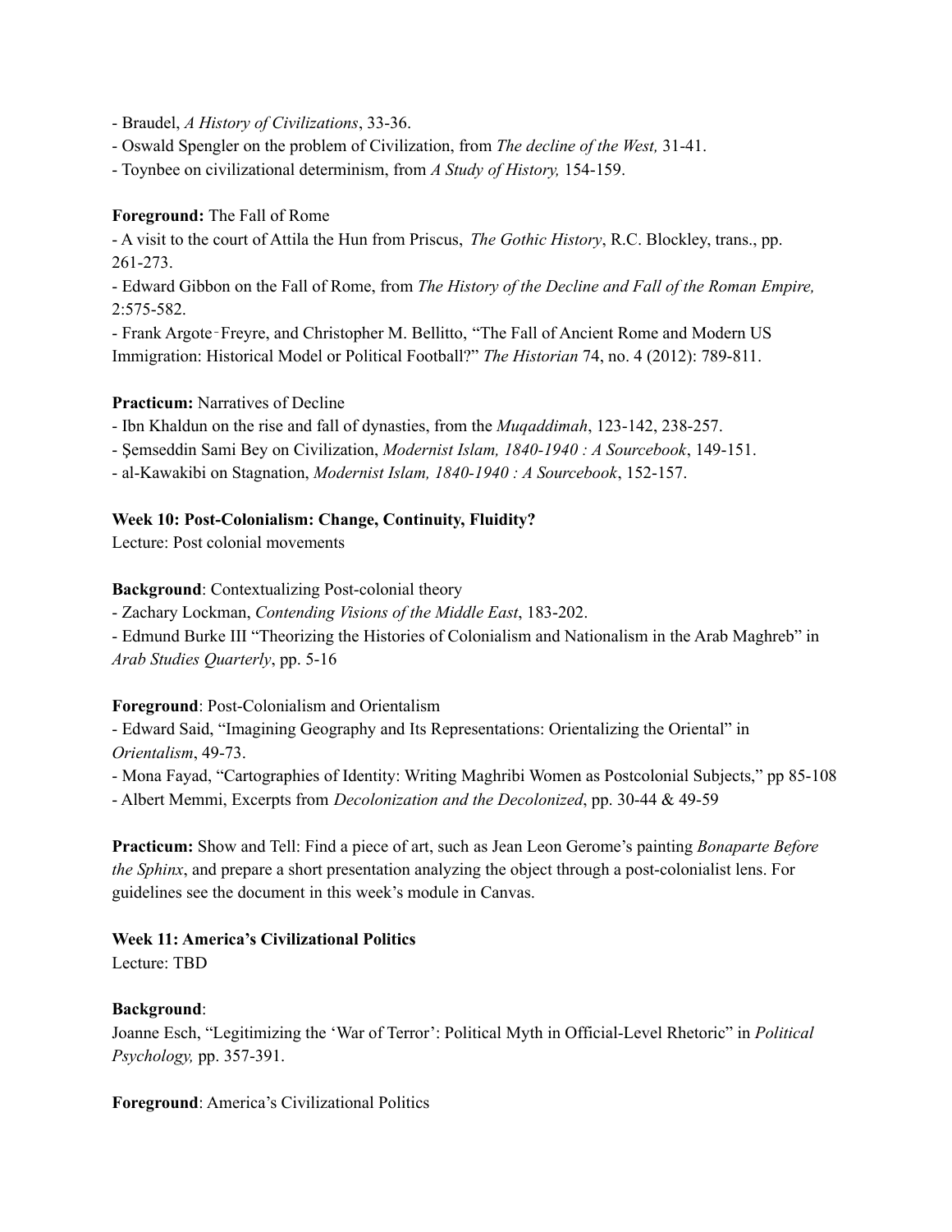- Braudel, *A History of Civilizations*, 33-36.
- Oswald Spengler on the problem of Civilization, from *The decline of the West,* 31-41.
- Toynbee on civilizational determinism, from *A Study of History,* 154-159.

**Foreground:** The Fall of Rome
- A visit to the court of Attila the Hun from Priscus, *The Gothic History*, R.C. Blockley, trans., pp. 261-273.
- Edward Gibbon on the Fall of Rome, from *The History of the Decline and Fall of the Roman Empire,* 2:575-582.
- Frank Argote‑Freyre, and Christopher M. Bellitto, "The Fall of Ancient Rome and Modern US Immigration: Historical Model or Political Football?" *The Historian* 74, no. 4 (2012): 789-811.

**Practicum:** Narratives of Decline
- Ibn Khaldun on the rise and fall of dynasties, from the *Muqaddimah*, 123-142, 238-257.
- Şemseddin Sami Bey on Civilization, *Modernist Islam, 1840-1940 : A Sourcebook*, 149-151.
- al-Kawakibi on Stagnation, *Modernist Islam, 1840-1940 : A Sourcebook*, 152-157.

**Week 10: Post-Colonialism: Change, Continuity, Fluidity?**
Lecture: Post colonial movements

**Background**: Contextualizing Post-colonial theory
- Zachary Lockman, *Contending Visions of the Middle East*, 183-202.
- Edmund Burke III "Theorizing the Histories of Colonialism and Nationalism in the Arab Maghreb" in *Arab Studies Quarterly*, pp. 5-16

**Foreground**: Post-Colonialism and Orientalism
- Edward Said, "Imagining Geography and Its Representations: Orientalizing the Oriental" in *Orientalism*, 49-73.
- Mona Fayad, "Cartographies of Identity: Writing Maghribi Women as Postcolonial Subjects," pp 85-108
- Albert Memmi, Excerpts from *Decolonization and the Decolonized*, pp. 30-44 & 49-59

**Practicum:** Show and Tell: Find a piece of art, such as Jean Leon Gerome's painting *Bonaparte Before the Sphinx*, and prepare a short presentation analyzing the object through a post-colonialist lens. For guidelines see the document in this week's module in Canvas.

**Week 11: America's Civilizational Politics**
Lecture: TBD

**Background**:
Joanne Esch, "Legitimizing the 'War of Terror': Political Myth in Official-Level Rhetoric" in *Political Psychology,* pp. 357-391.

**Foreground**: America's Civilizational Politics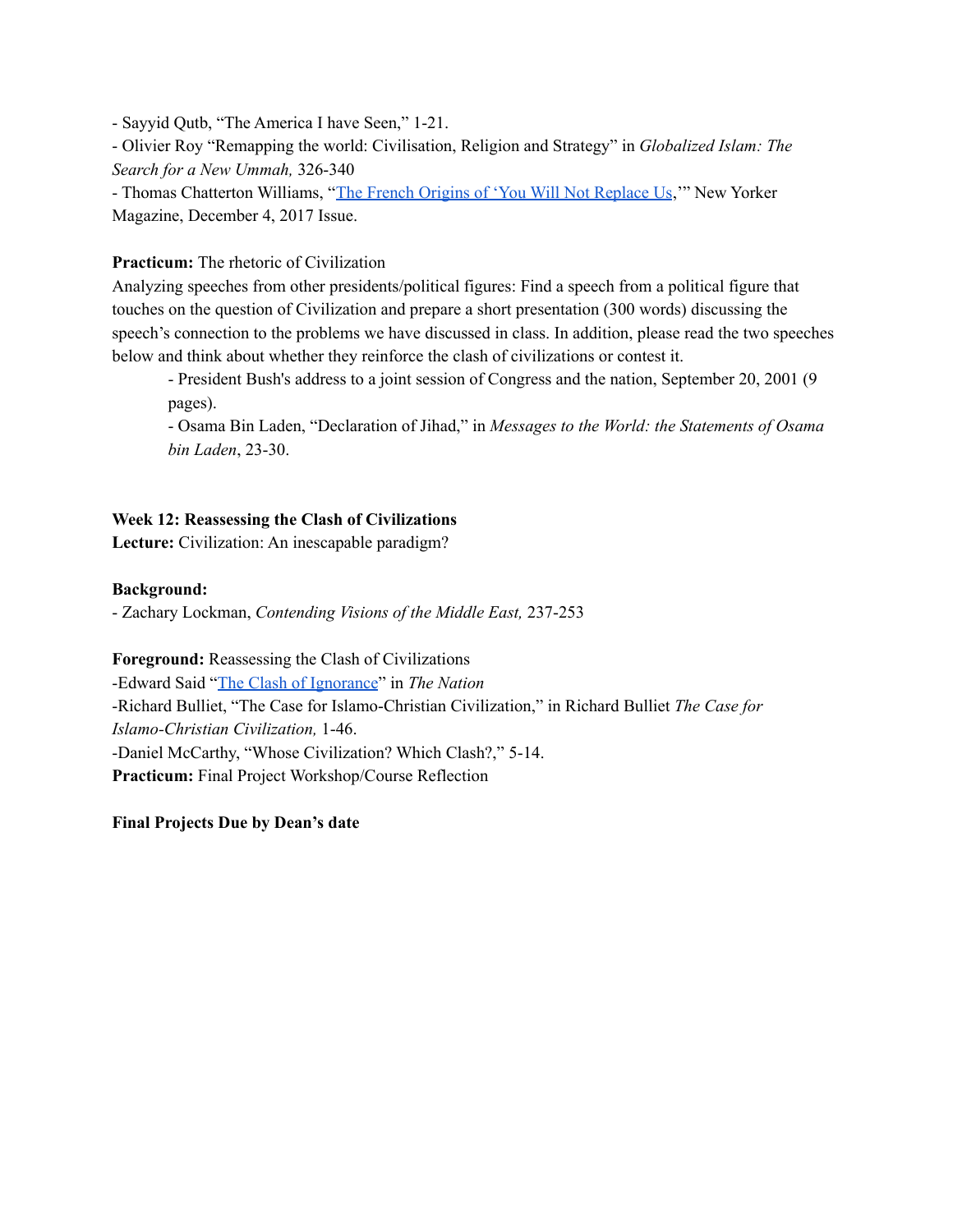- Sayyid Qutb, "The America I have Seen," 1-21.
- Olivier Roy "Remapping the world: Civilisation, Religion and Strategy" in *Globalized Islam: The Search for a New Ummah,* 326-340
- Thomas Chatterton Williams, "The French Origins of 'You Will Not Replace Us,'" New Yorker Magazine, December 4, 2017 Issue.

**Practicum:** The rhetoric of Civilization
Analyzing speeches from other presidents/political figures: Find a speech from a political figure that touches on the question of Civilization and prepare a short presentation (300 words) discussing the speech's connection to the problems we have discussed in class. In addition, please read the two speeches below and think about whether they reinforce the clash of civilizations or contest it.

- President Bush's address to a joint session of Congress and the nation, September 20, 2001 (9 pages).
- Osama Bin Laden, "Declaration of Jihad," in *Messages to the World: the Statements of Osama bin Laden*, 23-30.

**Week 12: Reassessing the Clash of Civilizations**
**Lecture:** Civilization: An inescapable paradigm?

**Background:**
- Zachary Lockman, *Contending Visions of the Middle East,* 237-253

**Foreground:** Reassessing the Clash of Civilizations
-Edward Said "The Clash of Ignorance" in *The Nation*
-Richard Bulliet, "The Case for Islamo-Christian Civilization," in Richard Bulliet *The Case for Islamo-Christian Civilization,* 1-46.
-Daniel McCarthy, "Whose Civilization? Which Clash?," 5-14.
**Practicum:** Final Project Workshop/Course Reflection

**Final Projects Due by Dean's date**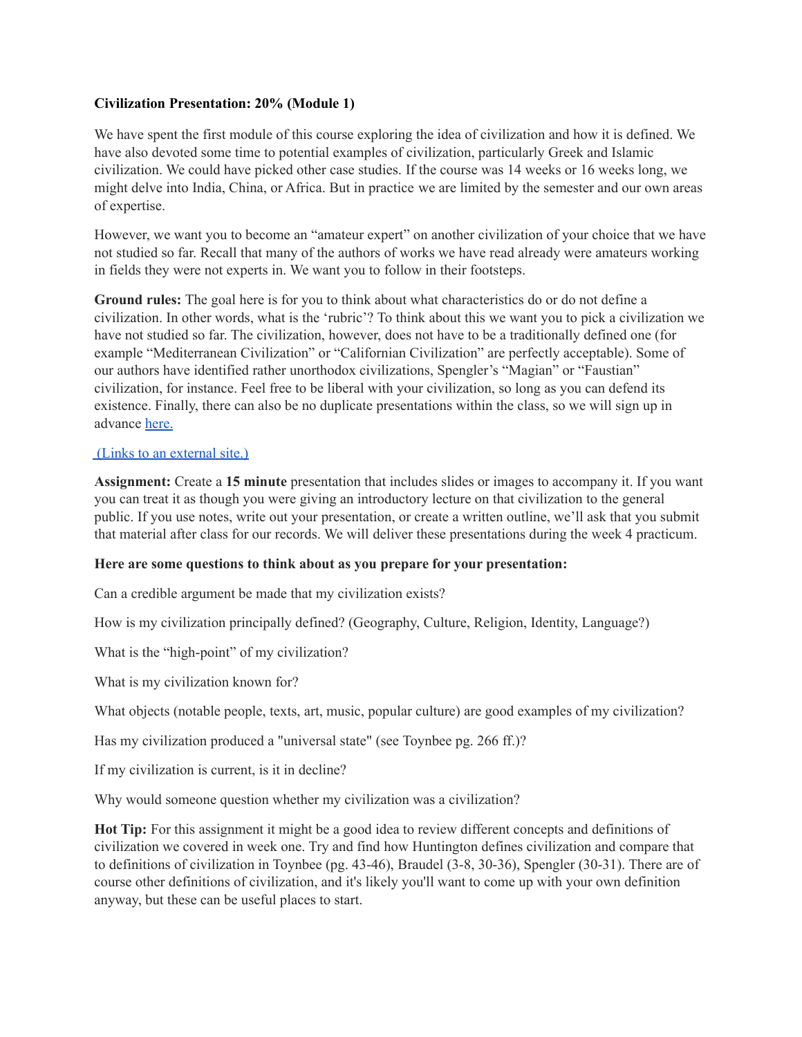**Civilization Presentation: 20% (Module 1)**

We have spent the first module of this course exploring the idea of civilization and how it is defined. We have also devoted some time to potential examples of civilization, particularly Greek and Islamic civilization. We could have picked other case studies. If the course was 14 weeks or 16 weeks long, we might delve into India, China, or Africa. But in practice we are limited by the semester and our own areas of expertise.

However, we want you to become an "amateur expert" on another civilization of your choice that we have not studied so far. Recall that many of the authors of works we have read already were amateurs working in fields they were not experts in. We want you to follow in their footsteps.

**Ground rules:** The goal here is for you to think about what characteristics do or do not define a civilization. In other words, what is the 'rubric'? To think about this we want you to pick a civilization we have not studied so far. The civilization, however, does not have to be a traditionally defined one (for example "Mediterranean Civilization" or "Californian Civilization" are perfectly acceptable). Some of our authors have identified rather unorthodox civilizations, Spengler's "Magian" or "Faustian" civilization, for instance. Feel free to be liberal with your civilization, so long as you can defend its existence. Finally, there can also be no duplicate presentations within the class, so we will sign up in advance here.

(Links to an external site.)

**Assignment:** Create a **15 minute** presentation that includes slides or images to accompany it. If you want you can treat it as though you were giving an introductory lecture on that civilization to the general public. If you use notes, write out your presentation, or create a written outline, we'll ask that you submit that material after class for our records. We will deliver these presentations during the week 4 practicum.

**Here are some questions to think about as you prepare for your presentation:**

Can a credible argument be made that my civilization exists?

How is my civilization principally defined? (Geography, Culture, Religion, Identity, Language?)

What is the "high-point" of my civilization?

What is my civilization known for?

What objects (notable people, texts, art, music, popular culture) are good examples of my civilization?

Has my civilization produced a "universal state" (see Toynbee pg. 266 ff.)?

If my civilization is current, is it in decline?

Why would someone question whether my civilization was a civilization?

**Hot Tip:** For this assignment it might be a good idea to review different concepts and definitions of civilization we covered in week one. Try and find how Huntington defines civilization and compare that to definitions of civilization in Toynbee (pg. 43-46), Braudel (3-8, 30-36), Spengler (30-31). There are of course other definitions of civilization, and it's likely you'll want to come up with your own definition anyway, but these can be useful places to start.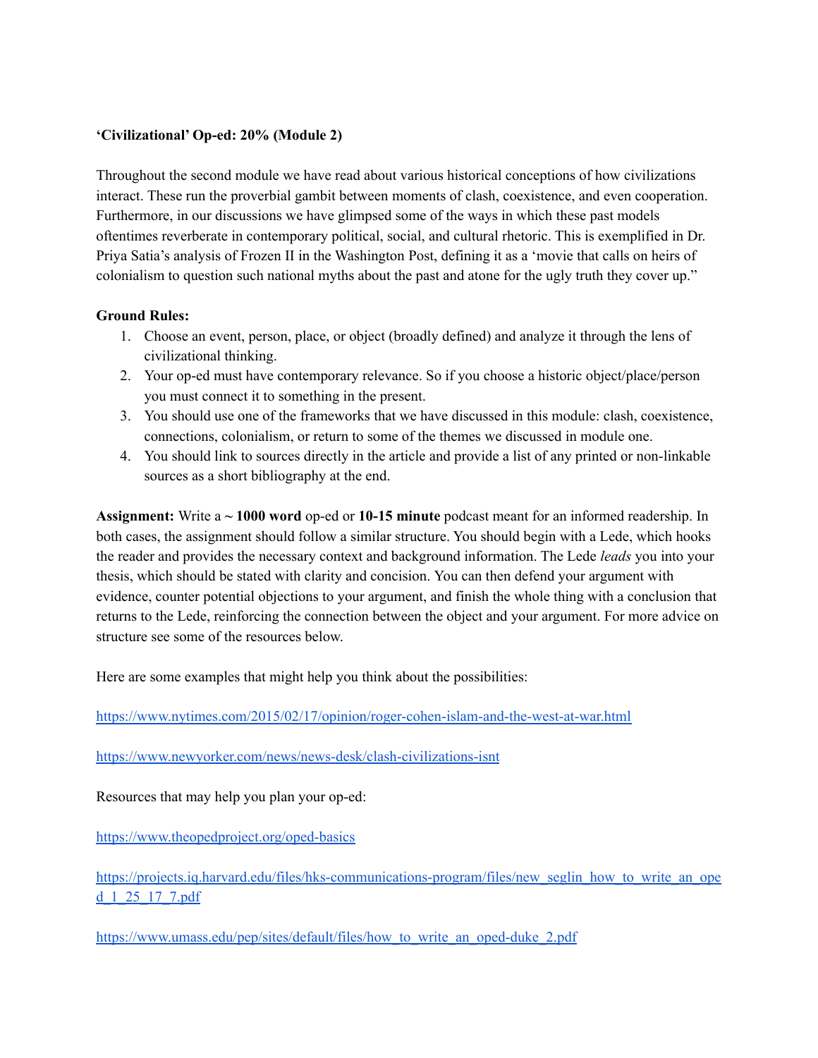**'Civilizational' Op-ed: 20% (Module 2)**

Throughout the second module we have read about various historical conceptions of how civilizations interact. These run the proverbial gambit between moments of clash, coexistence, and even cooperation. Furthermore, in our discussions we have glimpsed some of the ways in which these past models oftentimes reverberate in contemporary political, social, and cultural rhetoric. This is exemplified in Dr. Priya Satia's analysis of Frozen II in the Washington Post, defining it as a 'movie that calls on heirs of colonialism to question such national myths about the past and atone for the ugly truth they cover up."

**Ground Rules:**

1. Choose an event, person, place, or object (broadly defined) and analyze it through the lens of civilizational thinking.
2. Your op-ed must have contemporary relevance. So if you choose a historic object/place/person you must connect it to something in the present.
3. You should use one of the frameworks that we have discussed in this module: clash, coexistence, connections, colonialism, or return to some of the themes we discussed in module one.
4. You should link to sources directly in the article and provide a list of any printed or non-linkable sources as a short bibliography at the end.

**Assignment:** Write a **~ 1000 word** op-ed or **10-15 minute** podcast meant for an informed readership. In both cases, the assignment should follow a similar structure. You should begin with a Lede, which hooks the reader and provides the necessary context and background information. The Lede *leads* you into your thesis, which should be stated with clarity and concision. You can then defend your argument with evidence, counter potential objections to your argument, and finish the whole thing with a conclusion that returns to the Lede, reinforcing the connection between the object and your argument. For more advice on structure see some of the resources below.

Here are some examples that might help you think about the possibilities:

https://www.nytimes.com/2015/02/17/opinion/roger-cohen-islam-and-the-west-at-war.html

https://www.newyorker.com/news/news-desk/clash-civilizations-isnt

Resources that may help you plan your op-ed:

https://www.theopedproject.org/oped-basics

https://projects.iq.harvard.edu/files/hks-communications-program/files/new_seglin_how_to_write_an_oped_1_25_17_7.pdf

https://www.umass.edu/pep/sites/default/files/how_to_write_an_oped-duke_2.pdf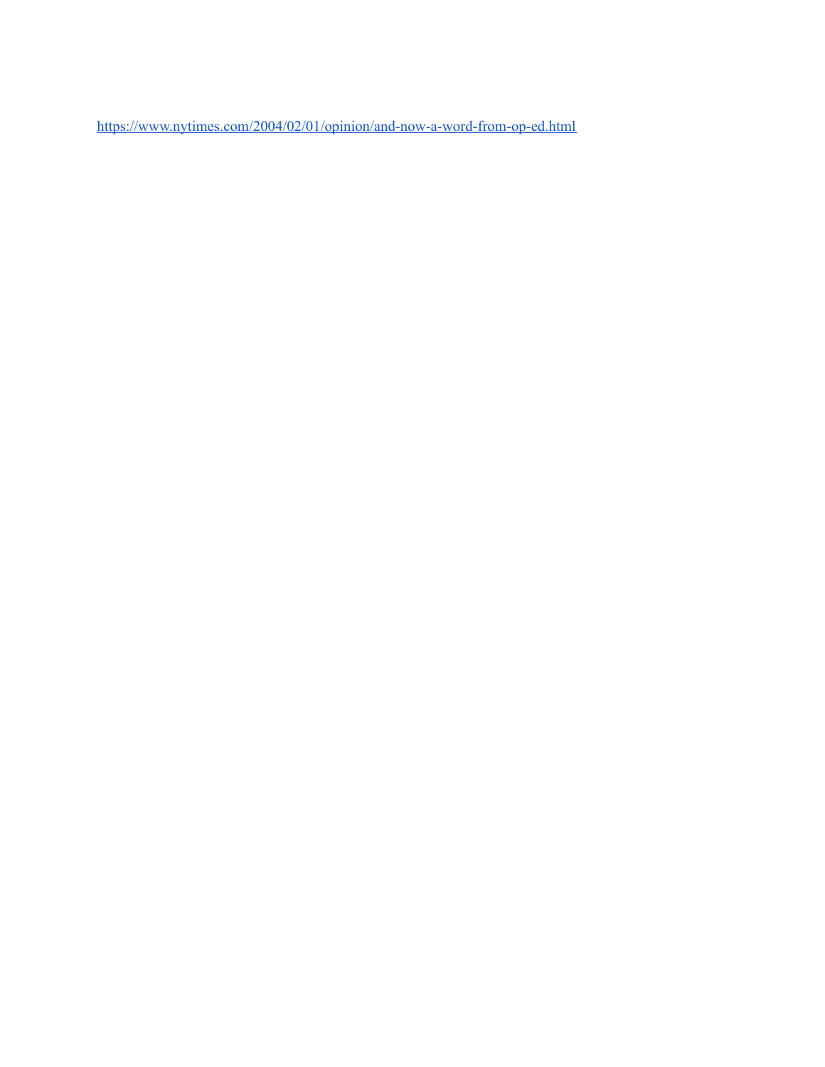https://www.nytimes.com/2004/02/01/opinion/and-now-a-word-from-op-ed.html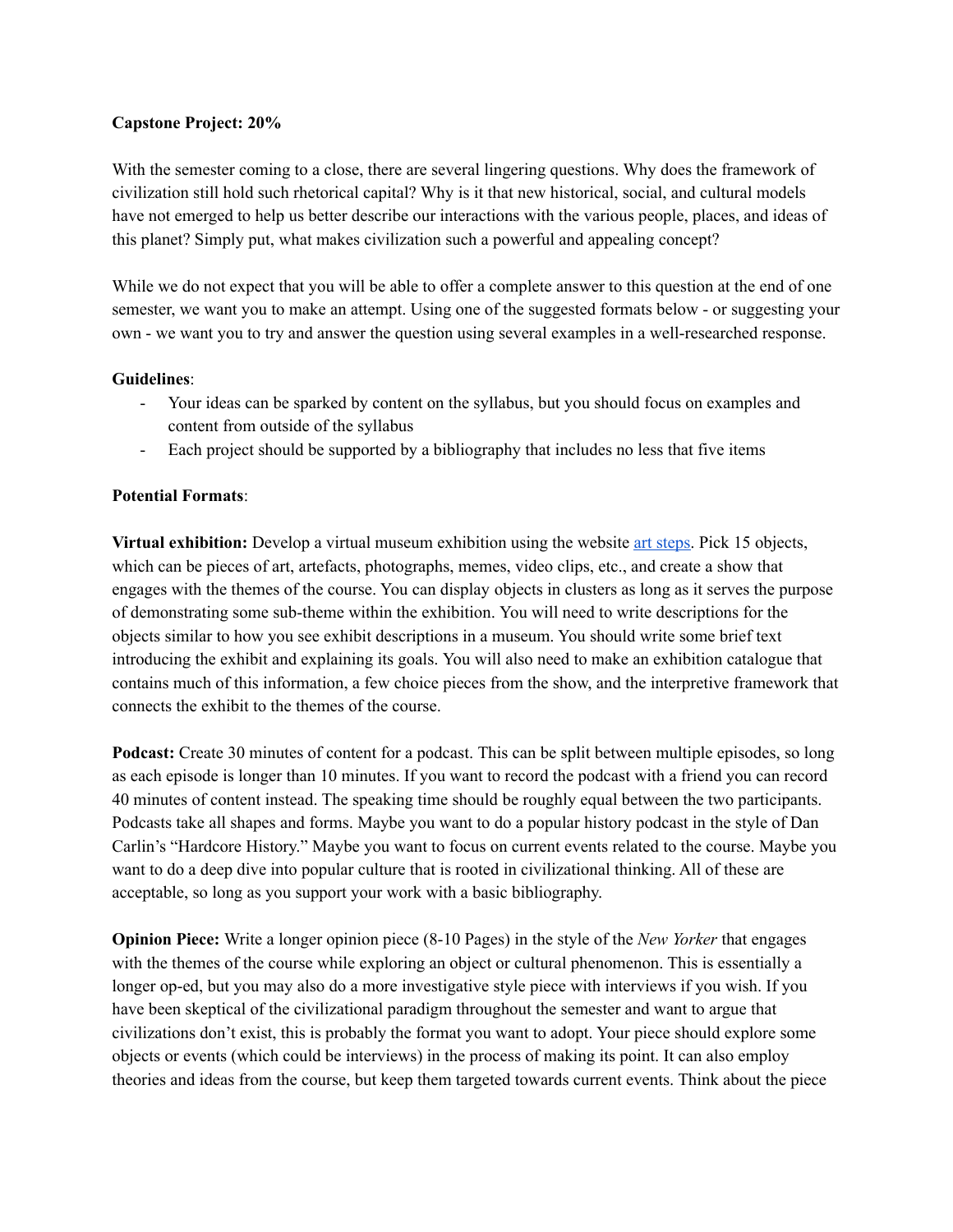**Capstone Project: 20%**

With the semester coming to a close, there are several lingering questions. Why does the framework of civilization still hold such rhetorical capital? Why is it that new historical, social, and cultural models have not emerged to help us better describe our interactions with the various people, places, and ideas of this planet? Simply put, what makes civilization such a powerful and appealing concept?

While we do not expect that you will be able to offer a complete answer to this question at the end of one semester, we want you to make an attempt. Using one of the suggested formats below - or suggesting your own - we want you to try and answer the question using several examples in a well-researched response.

**Guidelines**:

- Your ideas can be sparked by content on the syllabus, but you should focus on examples and content from outside of the syllabus
- Each project should be supported by a bibliography that includes no less that five items

**Potential Formats**:

**Virtual exhibition:** Develop a virtual museum exhibition using the website art steps. Pick 15 objects, which can be pieces of art, artefacts, photographs, memes, video clips, etc., and create a show that engages with the themes of the course. You can display objects in clusters as long as it serves the purpose of demonstrating some sub-theme within the exhibition. You will need to write descriptions for the objects similar to how you see exhibit descriptions in a museum. You should write some brief text introducing the exhibit and explaining its goals. You will also need to make an exhibition catalogue that contains much of this information, a few choice pieces from the show, and the interpretive framework that connects the exhibit to the themes of the course.

**Podcast:** Create 30 minutes of content for a podcast. This can be split between multiple episodes, so long as each episode is longer than 10 minutes. If you want to record the podcast with a friend you can record 40 minutes of content instead. The speaking time should be roughly equal between the two participants. Podcasts take all shapes and forms. Maybe you want to do a popular history podcast in the style of Dan Carlin's "Hardcore History." Maybe you want to focus on current events related to the course. Maybe you want to do a deep dive into popular culture that is rooted in civilizational thinking. All of these are acceptable, so long as you support your work with a basic bibliography.

**Opinion Piece:** Write a longer opinion piece (8-10 Pages) in the style of the *New Yorker* that engages with the themes of the course while exploring an object or cultural phenomenon. This is essentially a longer op-ed, but you may also do a more investigative style piece with interviews if you wish. If you have been skeptical of the civilizational paradigm throughout the semester and want to argue that civilizations don't exist, this is probably the format you want to adopt. Your piece should explore some objects or events (which could be interviews) in the process of making its point. It can also employ theories and ideas from the course, but keep them targeted towards current events. Think about the piece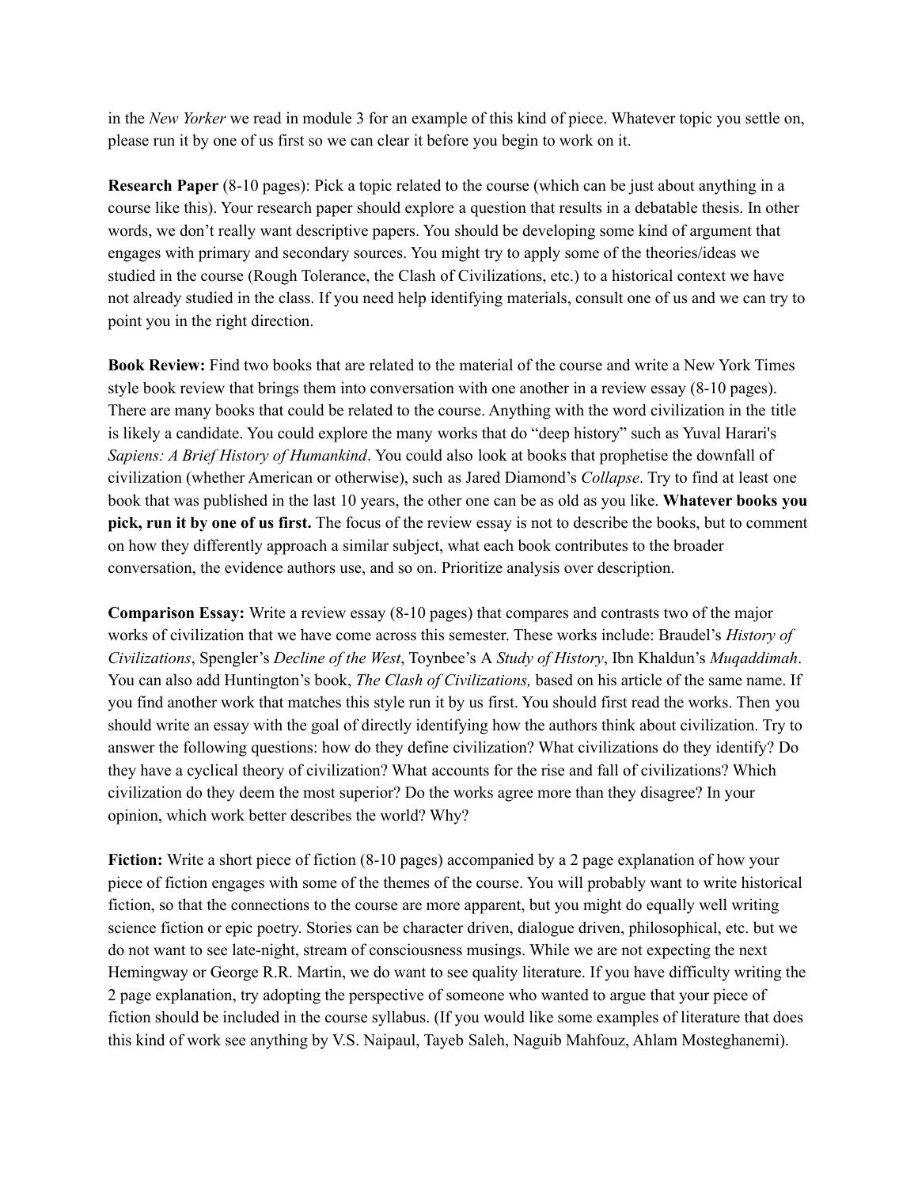in the *New Yorker* we read in module 3 for an example of this kind of piece. Whatever topic you settle on, please run it by one of us first so we can clear it before you begin to work on it.

**Research Paper** (8-10 pages): Pick a topic related to the course (which can be just about anything in a course like this). Your research paper should explore a question that results in a debatable thesis. In other words, we don't really want descriptive papers. You should be developing some kind of argument that engages with primary and secondary sources. You might try to apply some of the theories/ideas we studied in the course (Rough Tolerance, the Clash of Civilizations, etc.) to a historical context we have not already studied in the class. If you need help identifying materials, consult one of us and we can try to point you in the right direction.

**Book Review:** Find two books that are related to the material of the course and write a New York Times style book review that brings them into conversation with one another in a review essay (8-10 pages). There are many books that could be related to the course. Anything with the word civilization in the title is likely a candidate. You could explore the many works that do "deep history" such as Yuval Harari's *Sapiens: A Brief History of Humankind*. You could also look at books that prophetise the downfall of civilization (whether American or otherwise), such as Jared Diamond's *Collapse*. Try to find at least one book that was published in the last 10 years, the other one can be as old as you like. **Whatever books you pick, run it by one of us first.** The focus of the review essay is not to describe the books, but to comment on how they differently approach a similar subject, what each book contributes to the broader conversation, the evidence authors use, and so on. Prioritize analysis over description.

**Comparison Essay:** Write a review essay (8-10 pages) that compares and contrasts two of the major works of civilization that we have come across this semester. These works include: Braudel's *History of Civilizations*, Spengler's *Decline of the West*, Toynbee's A *Study of History*, Ibn Khaldun's *Muqaddimah*. You can also add Huntington's book, *The Clash of Civilizations,* based on his article of the same name. If you find another work that matches this style run it by us first. You should first read the works. Then you should write an essay with the goal of directly identifying how the authors think about civilization. Try to answer the following questions: how do they define civilization? What civilizations do they identify? Do they have a cyclical theory of civilization? What accounts for the rise and fall of civilizations? Which civilization do they deem the most superior? Do the works agree more than they disagree? In your opinion, which work better describes the world? Why?

**Fiction:** Write a short piece of fiction (8-10 pages) accompanied by a 2 page explanation of how your piece of fiction engages with some of the themes of the course. You will probably want to write historical fiction, so that the connections to the course are more apparent, but you might do equally well writing science fiction or epic poetry. Stories can be character driven, dialogue driven, philosophical, etc. but we do not want to see late-night, stream of consciousness musings. While we are not expecting the next Hemingway or George R.R. Martin, we do want to see quality literature. If you have difficulty writing the 2 page explanation, try adopting the perspective of someone who wanted to argue that your piece of fiction should be included in the course syllabus. (If you would like some examples of literature that does this kind of work see anything by V.S. Naipaul, Tayeb Saleh, Naguib Mahfouz, Ahlam Mosteghanemi).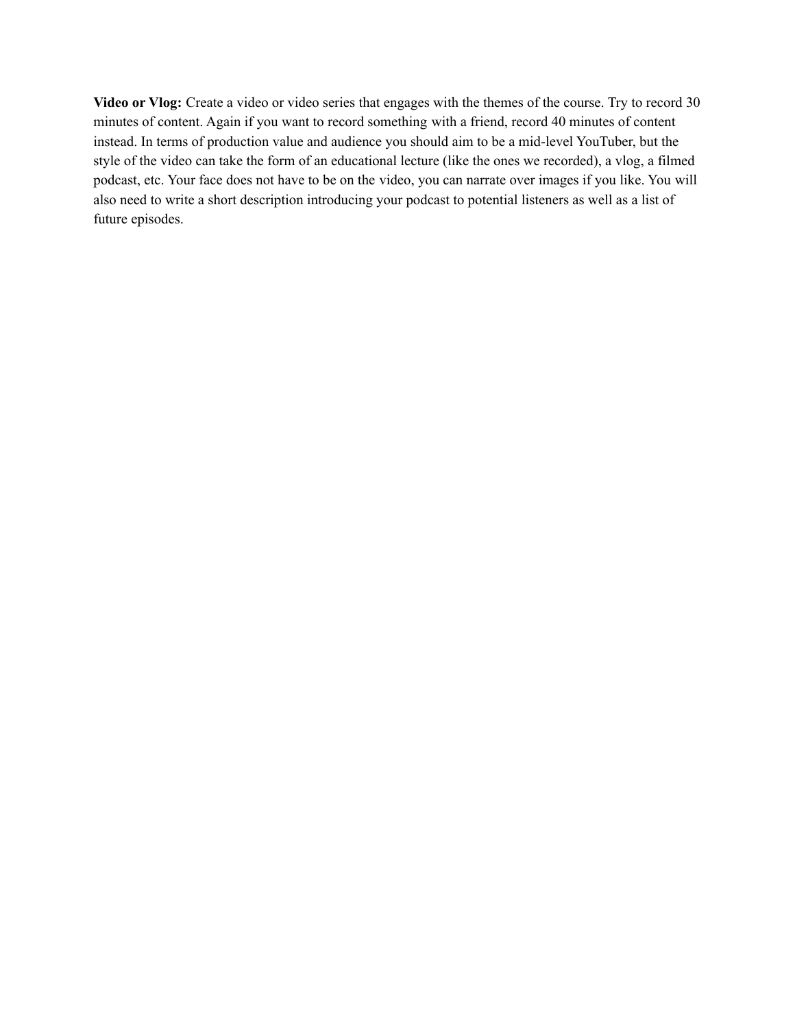**Video or Vlog:** Create a video or video series that engages with the themes of the course. Try to record 30 minutes of content. Again if you want to record something with a friend, record 40 minutes of content instead. In terms of production value and audience you should aim to be a mid-level YouTuber, but the style of the video can take the form of an educational lecture (like the ones we recorded), a vlog, a filmed podcast, etc. Your face does not have to be on the video, you can narrate over images if you like. You will also need to write a short description introducing your podcast to potential listeners as well as a list of future episodes.